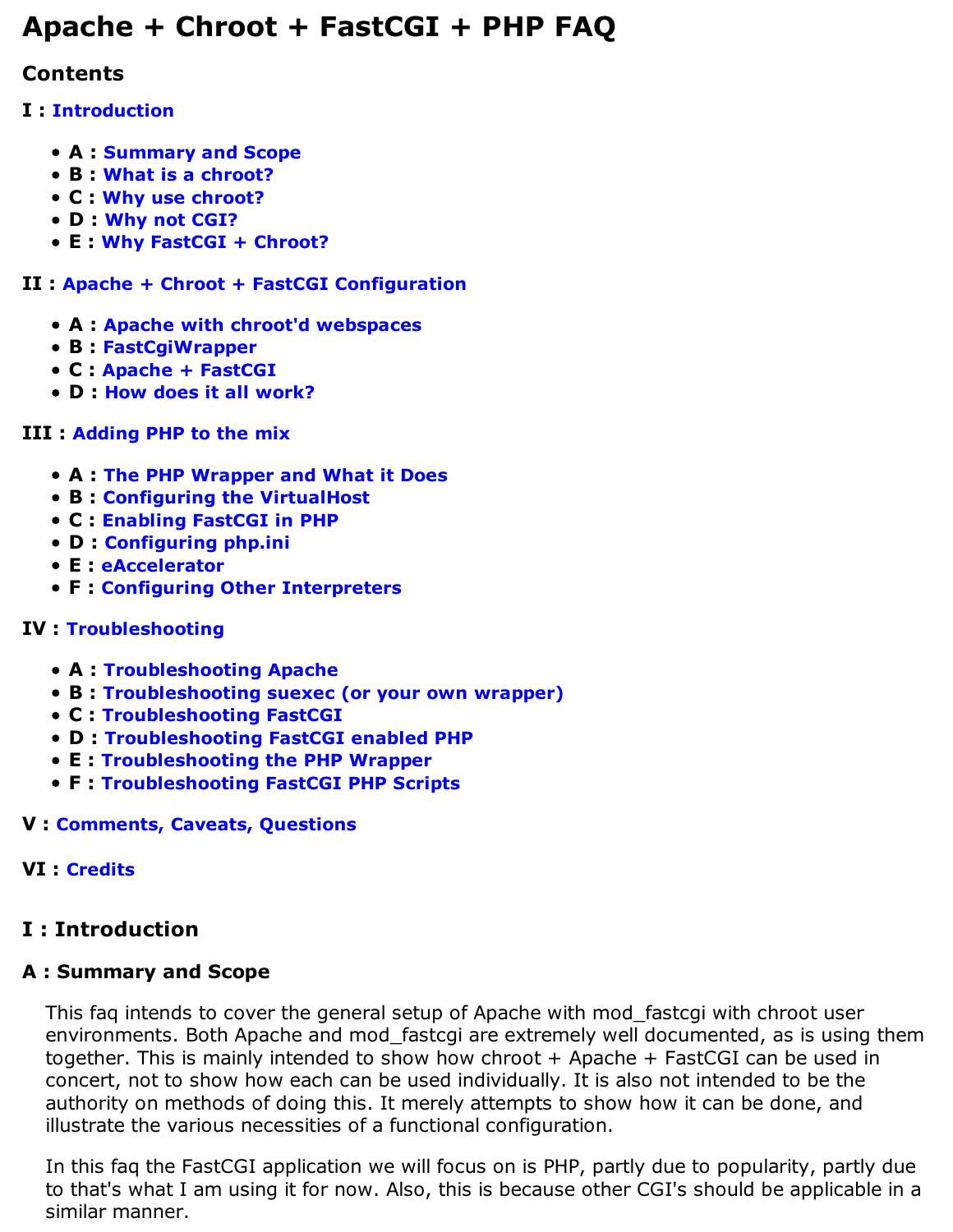# Apache + Chroot + FastCGI + PHP FAQ

## Contents

**I : Introduction**

- **A : Summary and Scope**
- **B : What is a chroot?**
- **C : Why use chroot?**
- **D : Why not CGI?**
- **E : Why FastCGI + Chroot?**

**II : Apache + Chroot + FastCGI Configuration**

- **A : Apache with chroot'd webspaces**
- **B : FastCgiWrapper**
- **C : Apache + FastCGI**
- **D : How does it all work?**

**III : Adding PHP to the mix**

- **A : The PHP Wrapper and What it Does**
- **B : Configuring the VirtualHost**
- **C : Enabling FastCGI in PHP**
- **D : Configuring php.ini**
- **E : eAccelerator**
- **F : Configuring Other Interpreters**

**IV : Troubleshooting**

- **A : Troubleshooting Apache**
- **B : Troubleshooting suexec (or your own wrapper)**
- **C : Troubleshooting FastCGI**
- **D : Troubleshooting FastCGI enabled PHP**
- **E : Troubleshooting the PHP Wrapper**
- **F : Troubleshooting FastCGI PHP Scripts**

**V : Comments, Caveats, Questions**

**VI : Credits**

## I : Introduction

### A : Summary and Scope

This faq intends to cover the general setup of Apache with mod_fastcgi with chroot user environments. Both Apache and mod_fastcgi are extremely well documented, as is using them together. This is mainly intended to show how chroot + Apache + FastCGI can be used in concert, not to show how each can be used individually. It is also not intended to be the authority on methods of doing this. It merely attempts to show how it can be done, and illustrate the various necessities of a functional configuration.

In this faq the FastCGI application we will focus on is PHP, partly due to popularity, partly due to that's what I am using it for now. Also, this is because other CGI's should be applicable in a similar manner.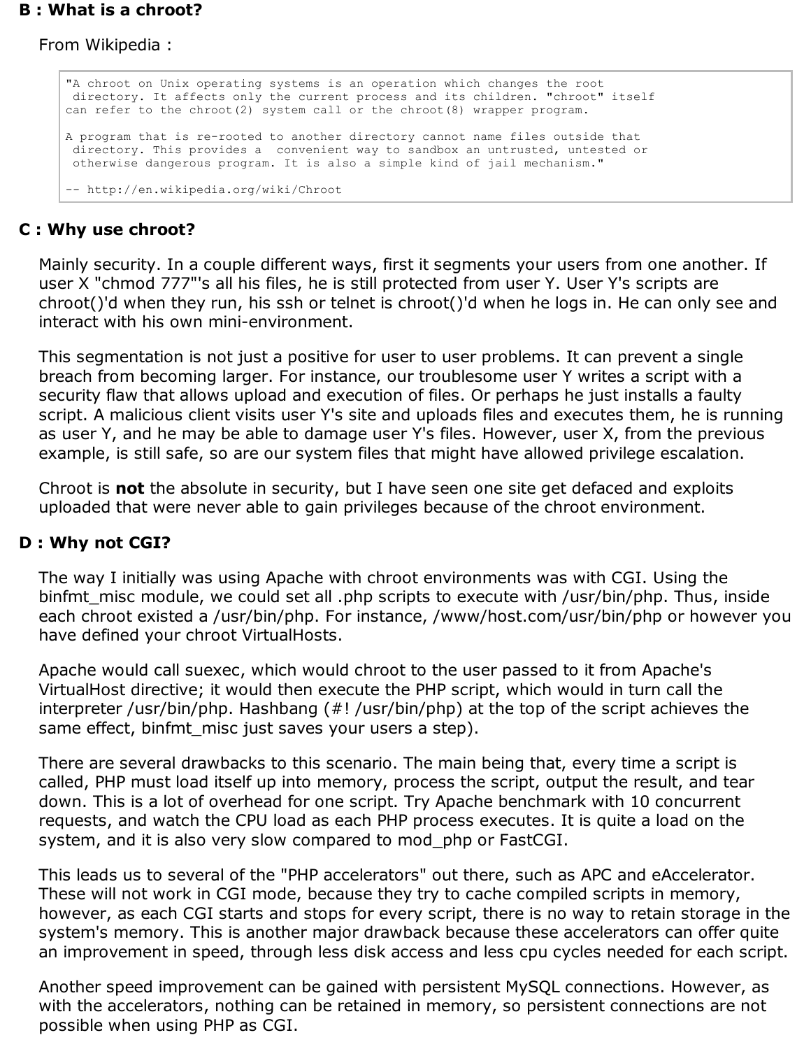## B : What is a chroot?

From Wikipedia :

```
"A chroot on Unix operating systems is an operation which changes the root
 directory. It affects only the current process and its children. "chroot" itself
can refer to the chroot(2) system call or the chroot(8) wrapper program.

A program that is re-rooted to another directory cannot name files outside that
 directory. This provides a  convenient way to sandbox an untrusted, untested or
 otherwise dangerous program. It is also a simple kind of jail mechanism."

-- http://en.wikipedia.org/wiki/Chroot
```

## C : Why use chroot?

Mainly security. In a couple different ways, first it segments your users from one another. If user X "chmod 777"'s all his files, he is still protected from user Y. User Y's scripts are chroot()'d when they run, his ssh or telnet is chroot()'d when he logs in. He can only see and interact with his own mini-environment.

This segmentation is not just a positive for user to user problems. It can prevent a single breach from becoming larger. For instance, our troublesome user Y writes a script with a security flaw that allows upload and execution of files. Or perhaps he just installs a faulty script. A malicious client visits user Y's site and uploads files and executes them, he is running as user Y, and he may be able to damage user Y's files. However, user X, from the previous example, is still safe, so are our system files that might have allowed privilege escalation.

Chroot is **not** the absolute in security, but I have seen one site get defaced and exploits uploaded that were never able to gain privileges because of the chroot environment.

## D : Why not CGI?

The way I initially was using Apache with chroot environments was with CGI. Using the binfmt_misc module, we could set all .php scripts to execute with /usr/bin/php. Thus, inside each chroot existed a /usr/bin/php. For instance, /www/host.com/usr/bin/php or however you have defined your chroot VirtualHosts.

Apache would call suexec, which would chroot to the user passed to it from Apache's VirtualHost directive; it would then execute the PHP script, which would in turn call the interpreter /usr/bin/php. Hashbang (#! /usr/bin/php) at the top of the script achieves the same effect, binfmt_misc just saves your users a step).

There are several drawbacks to this scenario. The main being that, every time a script is called, PHP must load itself up into memory, process the script, output the result, and tear down. This is a lot of overhead for one script. Try Apache benchmark with 10 concurrent requests, and watch the CPU load as each PHP process executes. It is quite a load on the system, and it is also very slow compared to mod_php or FastCGI.

This leads us to several of the "PHP accelerators" out there, such as APC and eAccelerator. These will not work in CGI mode, because they try to cache compiled scripts in memory, however, as each CGI starts and stops for every script, there is no way to retain storage in the system's memory. This is another major drawback because these accelerators can offer quite an improvement in speed, through less disk access and less cpu cycles needed for each script.

Another speed improvement can be gained with persistent MySQL connections. However, as with the accelerators, nothing can be retained in memory, so persistent connections are not possible when using PHP as CGI.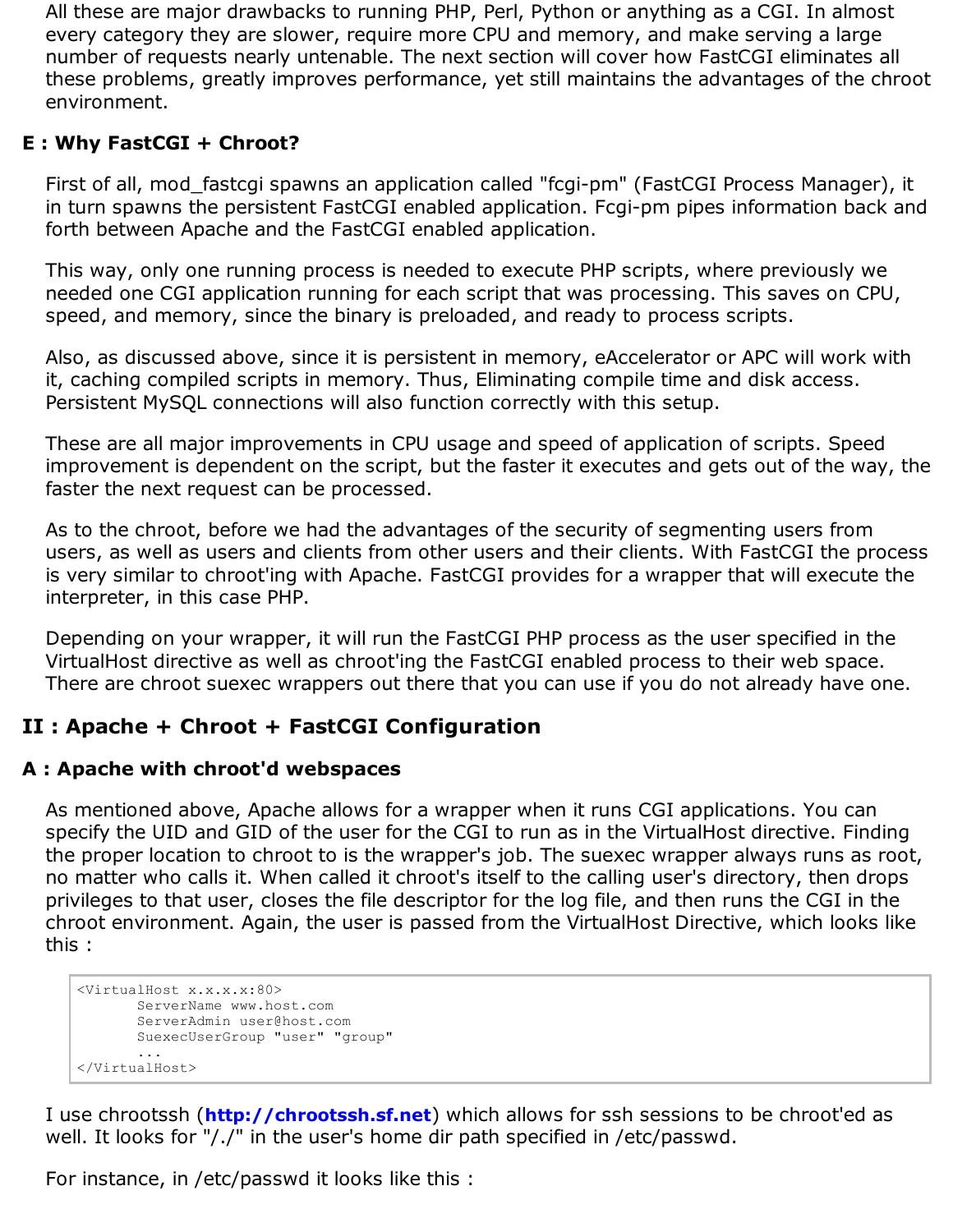All these are major drawbacks to running PHP, Perl, Python or anything as a CGI. In almost every category they are slower, require more CPU and memory, and make serving a large number of requests nearly untenable. The next section will cover how FastCGI eliminates all these problems, greatly improves performance, yet still maintains the advantages of the chroot environment.

### E : Why FastCGI + Chroot?

First of all, mod_fastcgi spawns an application called "fcgi-pm" (FastCGI Process Manager), it in turn spawns the persistent FastCGI enabled application. Fcgi-pm pipes information back and forth between Apache and the FastCGI enabled application.

This way, only one running process is needed to execute PHP scripts, where previously we needed one CGI application running for each script that was processing. This saves on CPU, speed, and memory, since the binary is preloaded, and ready to process scripts.

Also, as discussed above, since it is persistent in memory, eAccelerator or APC will work with it, caching compiled scripts in memory. Thus, Eliminating compile time and disk access. Persistent MySQL connections will also function correctly with this setup.

These are all major improvements in CPU usage and speed of application of scripts. Speed improvement is dependent on the script, but the faster it executes and gets out of the way, the faster the next request can be processed.

As to the chroot, before we had the advantages of the security of segmenting users from users, as well as users and clients from other users and their clients. With FastCGI the process is very similar to chroot'ing with Apache. FastCGI provides for a wrapper that will execute the interpreter, in this case PHP.

Depending on your wrapper, it will run the FastCGI PHP process as the user specified in the VirtualHost directive as well as chroot'ing the FastCGI enabled process to their web space. There are chroot suexec wrappers out there that you can use if you do not already have one.

## II : Apache + Chroot + FastCGI Configuration

### A : Apache with chroot'd webspaces

As mentioned above, Apache allows for a wrapper when it runs CGI applications. You can specify the UID and GID of the user for the CGI to run as in the VirtualHost directive. Finding the proper location to chroot to is the wrapper's job. The suexec wrapper always runs as root, no matter who calls it. When called it chroot's itself to the calling user's directory, then drops privileges to that user, closes the file descriptor for the log file, and then runs the CGI in the chroot environment. Again, the user is passed from the VirtualHost Directive, which looks like this :

```
<VirtualHost x.x.x.x:80>
       ServerName www.host.com
       ServerAdmin user@host.com
       SuexecUserGroup "user" "group"
       ...
</VirtualHost>
```

I use chrootssh (**http://chrootssh.sf.net**) which allows for ssh sessions to be chroot'ed as well. It looks for "/./" in the user's home dir path specified in /etc/passwd.

For instance, in /etc/passwd it looks like this :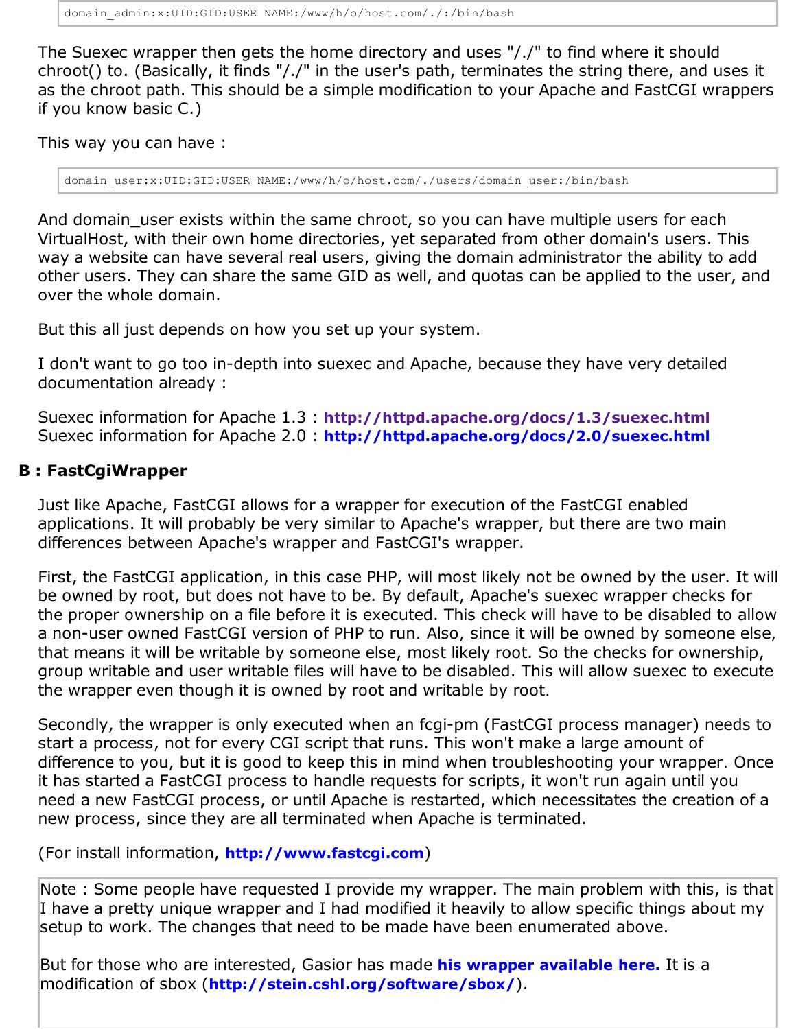```
domain_admin:x:UID:GID:USER NAME:/www/h/o/host.com/./:/bin/bash
```

The Suexec wrapper then gets the home directory and uses "/./" to find where it should chroot() to. (Basically, it finds "/./" in the user's path, terminates the string there, and uses it as the chroot path. This should be a simple modification to your Apache and FastCGI wrappers if you know basic C.)

This way you can have :

```
domain_user:x:UID:GID:USER NAME:/www/h/o/host.com/./users/domain_user:/bin/bash
```

And domain_user exists within the same chroot, so you can have multiple users for each VirtualHost, with their own home directories, yet separated from other domain's users. This way a website can have several real users, giving the domain administrator the ability to add other users. They can share the same GID as well, and quotas can be applied to the user, and over the whole domain.

But this all just depends on how you set up your system.

I don't want to go too in-depth into suexec and Apache, because they have very detailed documentation already :

Suexec information for Apache 1.3 : **http://httpd.apache.org/docs/1.3/suexec.html**
Suexec information for Apache 2.0 : **http://httpd.apache.org/docs/2.0/suexec.html**

### B : FastCgiWrapper

Just like Apache, FastCGI allows for a wrapper for execution of the FastCGI enabled applications. It will probably be very similar to Apache's wrapper, but there are two main differences between Apache's wrapper and FastCGI's wrapper.

First, the FastCGI application, in this case PHP, will most likely not be owned by the user. It will be owned by root, but does not have to be. By default, Apache's suexec wrapper checks for the proper ownership on a file before it is executed. This check will have to be disabled to allow a non-user owned FastCGI version of PHP to run. Also, since it will be owned by someone else, that means it will be writable by someone else, most likely root. So the checks for ownership, group writable and user writable files will have to be disabled. This will allow suexec to execute the wrapper even though it is owned by root and writable by root.

Secondly, the wrapper is only executed when an fcgi-pm (FastCGI process manager) needs to start a process, not for every CGI script that runs. This won't make a large amount of difference to you, but it is good to keep this in mind when troubleshooting your wrapper. Once it has started a FastCGI process to handle requests for scripts, it won't run again until you need a new FastCGI process, or until Apache is restarted, which necessitates the creation of a new process, since they are all terminated when Apache is terminated.

(For install information, **http://www.fastcgi.com**)

> Note : Some people have requested I provide my wrapper. The main problem with this, is that I have a pretty unique wrapper and I had modified it heavily to allow specific things about my setup to work. The changes that need to be made have been enumerated above.
>
> But for those who are interested, Gasior has made **his wrapper available here.** It is a modification of sbox (**http://stein.cshl.org/software/sbox/**).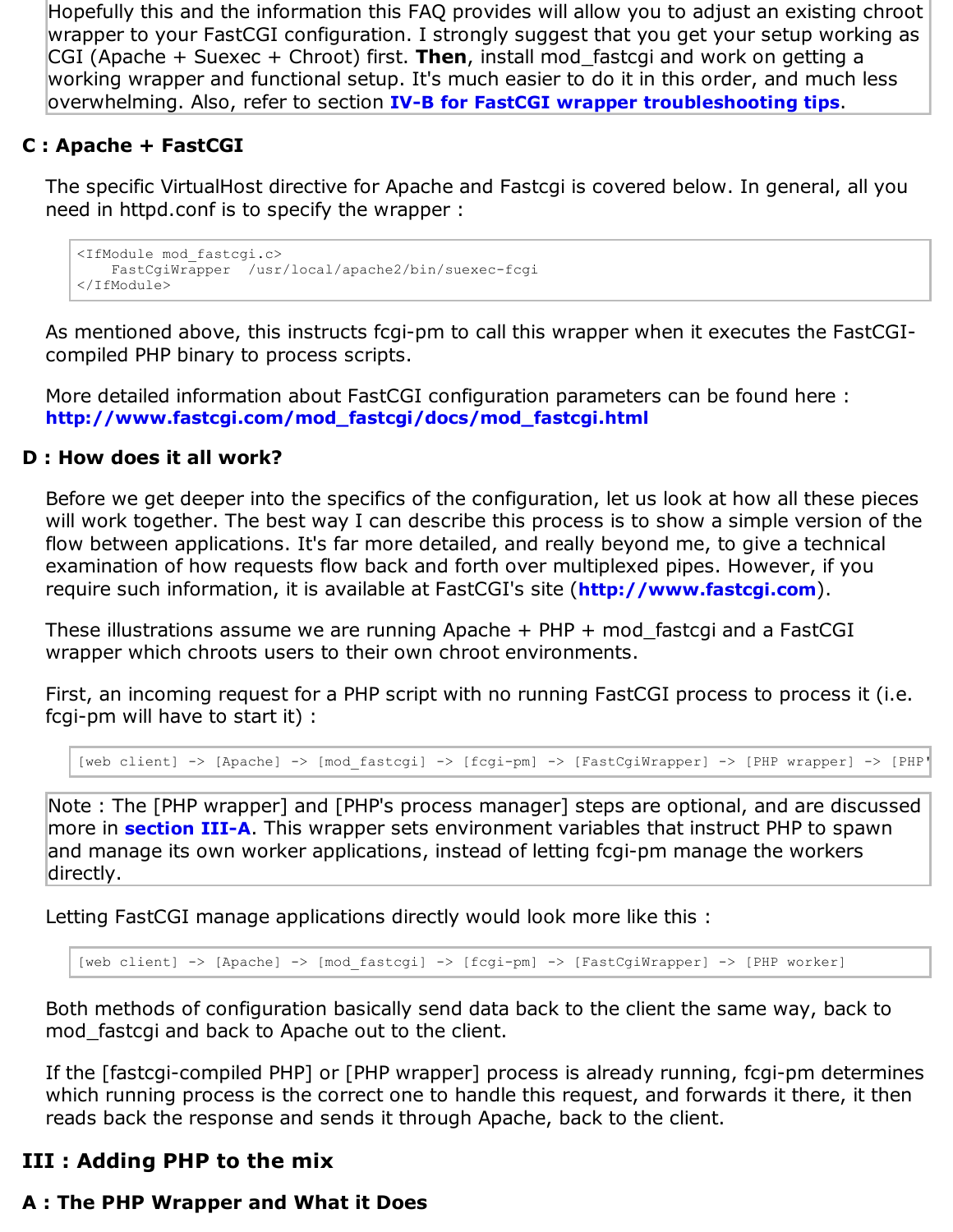Hopefully this and the information this FAQ provides will allow you to adjust an existing chroot wrapper to your FastCGI configuration. I strongly suggest that you get your setup working as CGI (Apache + Suexec + Chroot) first. **Then**, install mod_fastcgi and work on getting a working wrapper and functional setup. It's much easier to do it in this order, and much less overwhelming. Also, refer to section **IV-B for FastCGI wrapper troubleshooting tips**.

### C : Apache + FastCGI

The specific VirtualHost directive for Apache and Fastcgi is covered below. In general, all you need in httpd.conf is to specify the wrapper :

```
<IfModule mod_fastcgi.c>
    FastCgiWrapper  /usr/local/apache2/bin/suexec-fcgi
</IfModule>
```

As mentioned above, this instructs fcgi-pm to call this wrapper when it executes the FastCGI-compiled PHP binary to process scripts.

More detailed information about FastCGI configuration parameters can be found here : **http://www.fastcgi.com/mod_fastcgi/docs/mod_fastcgi.html**

### D : How does it all work?

Before we get deeper into the specifics of the configuration, let us look at how all these pieces will work together. The best way I can describe this process is to show a simple version of the flow between applications. It's far more detailed, and really beyond me, to give a technical examination of how requests flow back and forth over multiplexed pipes. However, if you require such information, it is available at FastCGI's site (**http://www.fastcgi.com**).

These illustrations assume we are running Apache + PHP + mod_fastcgi and a FastCGI wrapper which chroots users to their own chroot environments.

First, an incoming request for a PHP script with no running FastCGI process to process it (i.e. fcgi-pm will have to start it) :

```
[web client] -> [Apache] -> [mod_fastcgi] -> [fcgi-pm] -> [FastCgiWrapper] -> [PHP wrapper] -> [PHP'
```

Note : The [PHP wrapper] and [PHP's process manager] steps are optional, and are discussed more in **section III-A**. This wrapper sets environment variables that instruct PHP to spawn and manage its own worker applications, instead of letting fcgi-pm manage the workers directly.

Letting FastCGI manage applications directly would look more like this :

```
[web client] -> [Apache] -> [mod_fastcgi] -> [fcgi-pm] -> [FastCgiWrapper] -> [PHP worker]
```

Both methods of configuration basically send data back to the client the same way, back to mod_fastcgi and back to Apache out to the client.

If the [fastcgi-compiled PHP] or [PHP wrapper] process is already running, fcgi-pm determines which running process is the correct one to handle this request, and forwards it there, it then reads back the response and sends it through Apache, back to the client.

## III : Adding PHP to the mix

### A : The PHP Wrapper and What it Does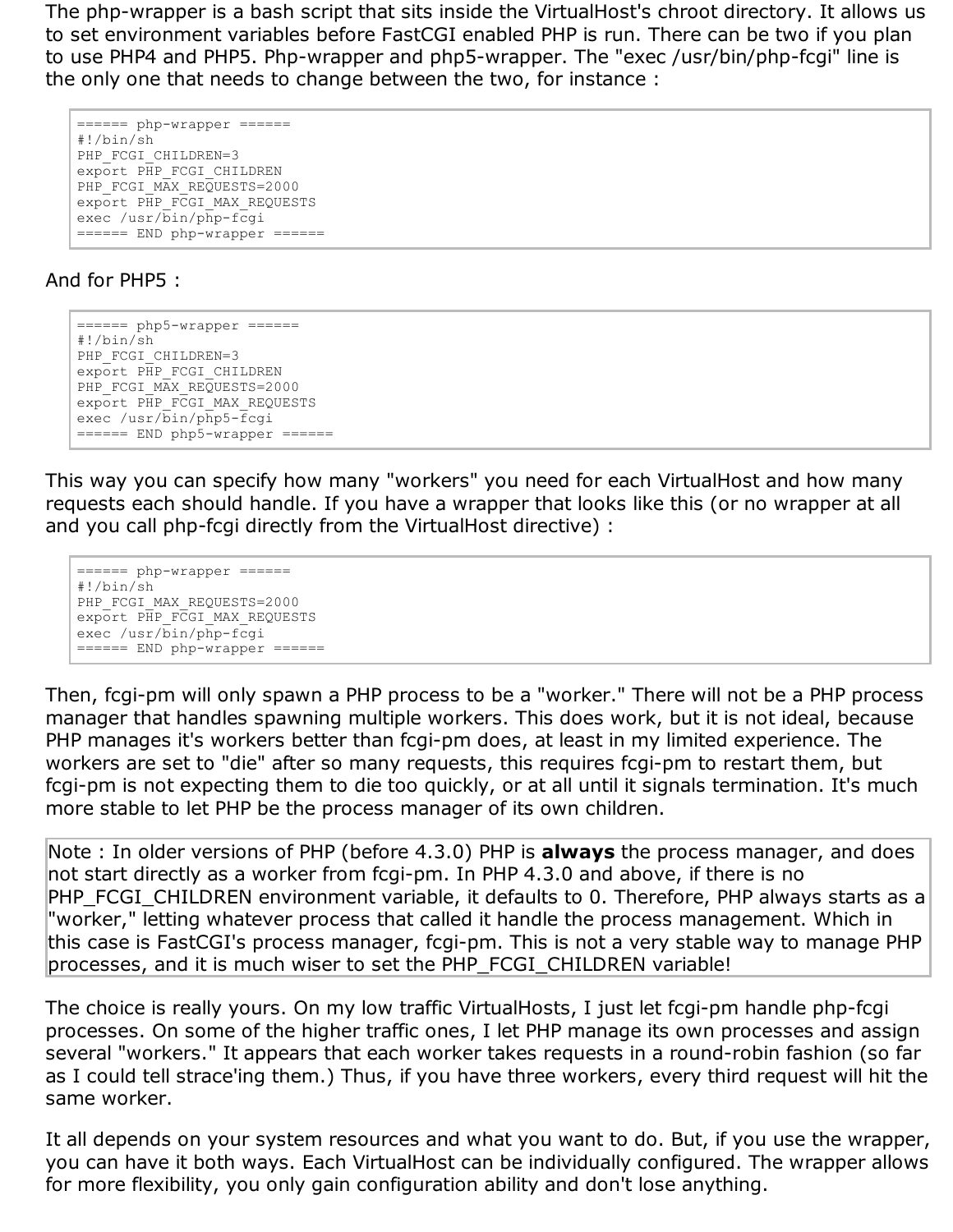The php-wrapper is a bash script that sits inside the VirtualHost's chroot directory. It allows us to set environment variables before FastCGI enabled PHP is run. There can be two if you plan to use PHP4 and PHP5. Php-wrapper and php5-wrapper. The "exec /usr/bin/php-fcgi" line is the only one that needs to change between the two, for instance :

```
====== php-wrapper ======
#!/bin/sh
PHP_FCGI_CHILDREN=3
export PHP_FCGI_CHILDREN
PHP_FCGI_MAX_REQUESTS=2000
export PHP_FCGI_MAX_REQUESTS
exec /usr/bin/php-fcgi
====== END php-wrapper ======
```

And for PHP5 :

```
====== php5-wrapper ======
#!/bin/sh
PHP_FCGI_CHILDREN=3
export PHP_FCGI_CHILDREN
PHP_FCGI_MAX_REQUESTS=2000
export PHP_FCGI_MAX_REQUESTS
exec /usr/bin/php5-fcgi
====== END php5-wrapper ======
```

This way you can specify how many "workers" you need for each VirtualHost and how many requests each should handle. If you have a wrapper that looks like this (or no wrapper at all and you call php-fcgi directly from the VirtualHost directive) :

```
====== php-wrapper ======
#!/bin/sh
PHP_FCGI_MAX_REQUESTS=2000
export PHP_FCGI_MAX_REQUESTS
exec /usr/bin/php-fcgi
====== END php-wrapper ======
```

Then, fcgi-pm will only spawn a PHP process to be a "worker." There will not be a PHP process manager that handles spawning multiple workers. This does work, but it is not ideal, because PHP manages it's workers better than fcgi-pm does, at least in my limited experience. The workers are set to "die" after so many requests, this requires fcgi-pm to restart them, but fcgi-pm is not expecting them to die too quickly, or at all until it signals termination. It's much more stable to let PHP be the process manager of its own children.

> Note : In older versions of PHP (before 4.3.0) PHP is **always** the process manager, and does not start directly as a worker from fcgi-pm. In PHP 4.3.0 and above, if there is no PHP_FCGI_CHILDREN environment variable, it defaults to 0. Therefore, PHP always starts as a "worker," letting whatever process that called it handle the process management. Which in this case is FastCGI's process manager, fcgi-pm. This is not a very stable way to manage PHP processes, and it is much wiser to set the PHP_FCGI_CHILDREN variable!

The choice is really yours. On my low traffic VirtualHosts, I just let fcgi-pm handle php-fcgi processes. On some of the higher traffic ones, I let PHP manage its own processes and assign several "workers." It appears that each worker takes requests in a round-robin fashion (so far as I could tell strace'ing them.) Thus, if you have three workers, every third request will hit the same worker.

It all depends on your system resources and what you want to do. But, if you use the wrapper, you can have it both ways. Each VirtualHost can be individually configured. The wrapper allows for more flexibility, you only gain configuration ability and don't lose anything.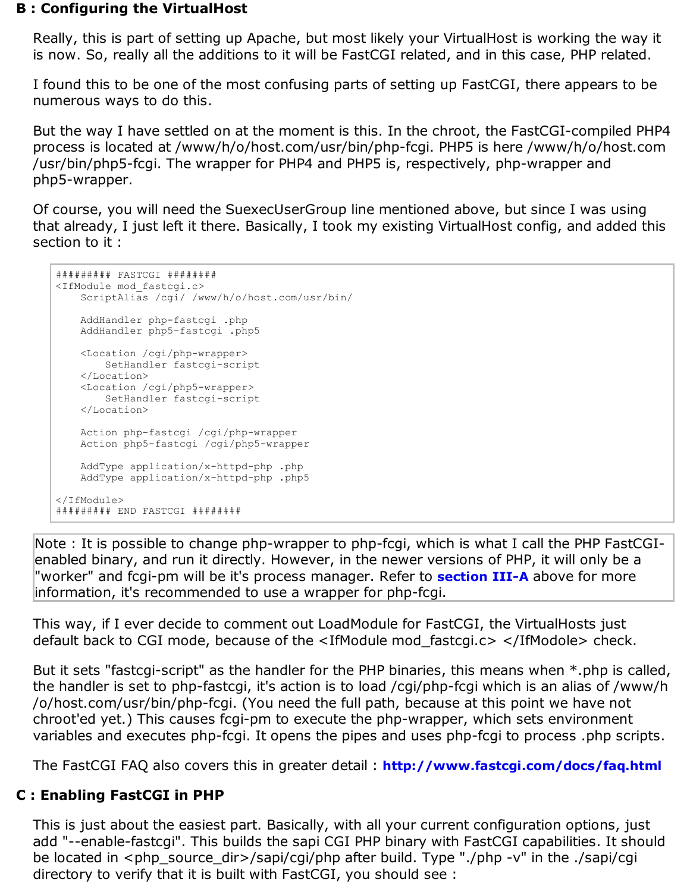## B : Configuring the VirtualHost

Really, this is part of setting up Apache, but most likely your VirtualHost is working the way it is now. So, really all the additions to it will be FastCGI related, and in this case, PHP related.

I found this to be one of the most confusing parts of setting up FastCGI, there appears to be numerous ways to do this.

But the way I have settled on at the moment is this. In the chroot, the FastCGI-compiled PHP4 process is located at /www/h/o/host.com/usr/bin/php-fcgi. PHP5 is here /www/h/o/host.com /usr/bin/php5-fcgi. The wrapper for PHP4 and PHP5 is, respectively, php-wrapper and php5-wrapper.

Of course, you will need the SuexecUserGroup line mentioned above, but since I was using that already, I just left it there. Basically, I took my existing VirtualHost config, and added this section to it :

```
######### FASTCGI ########
<IfModule mod_fastcgi.c>
    ScriptAlias /cgi/ /www/h/o/host.com/usr/bin/

    AddHandler php-fastcgi .php
    AddHandler php5-fastcgi .php5

    <Location /cgi/php-wrapper>
        SetHandler fastcgi-script
    </Location>
    <Location /cgi/php5-wrapper>
        SetHandler fastcgi-script
    </Location>

    Action php-fastcgi /cgi/php-wrapper
    Action php5-fastcgi /cgi/php5-wrapper

    AddType application/x-httpd-php .php
    AddType application/x-httpd-php .php5

</IfModule>
######### END FASTCGI ########
```

> Note : It is possible to change php-wrapper to php-fcgi, which is what I call the PHP FastCGI-enabled binary, and run it directly. However, in the newer versions of PHP, it will only be a "worker" and fcgi-pm will be it's process manager. Refer to **section III-A** above for more information, it's recommended to use a wrapper for php-fcgi.

This way, if I ever decide to comment out LoadModule for FastCGI, the VirtualHosts just default back to CGI mode, because of the <IfModule mod_fastcgi.c> </IfModole> check.

But it sets "fastcgi-script" as the handler for the PHP binaries, this means when *.php is called, the handler is set to php-fastcgi, it's action is to load /cgi/php-fcgi which is an alias of /www/h /o/host.com/usr/bin/php-fcgi. (You need the full path, because at this point we have not chroot'ed yet.) This causes fcgi-pm to execute the php-wrapper, which sets environment variables and executes php-fcgi. It opens the pipes and uses php-fcgi to process .php scripts.

The FastCGI FAQ also covers this in greater detail : **http://www.fastcgi.com/docs/faq.html**

## C : Enabling FastCGI in PHP

This is just about the easiest part. Basically, with all your current configuration options, just add "--enable-fastcgi". This builds the sapi CGI PHP binary with FastCGI capabilities. It should be located in <php_source_dir>/sapi/cgi/php after build. Type "./php -v" in the ./sapi/cgi directory to verify that it is built with FastCGI, you should see :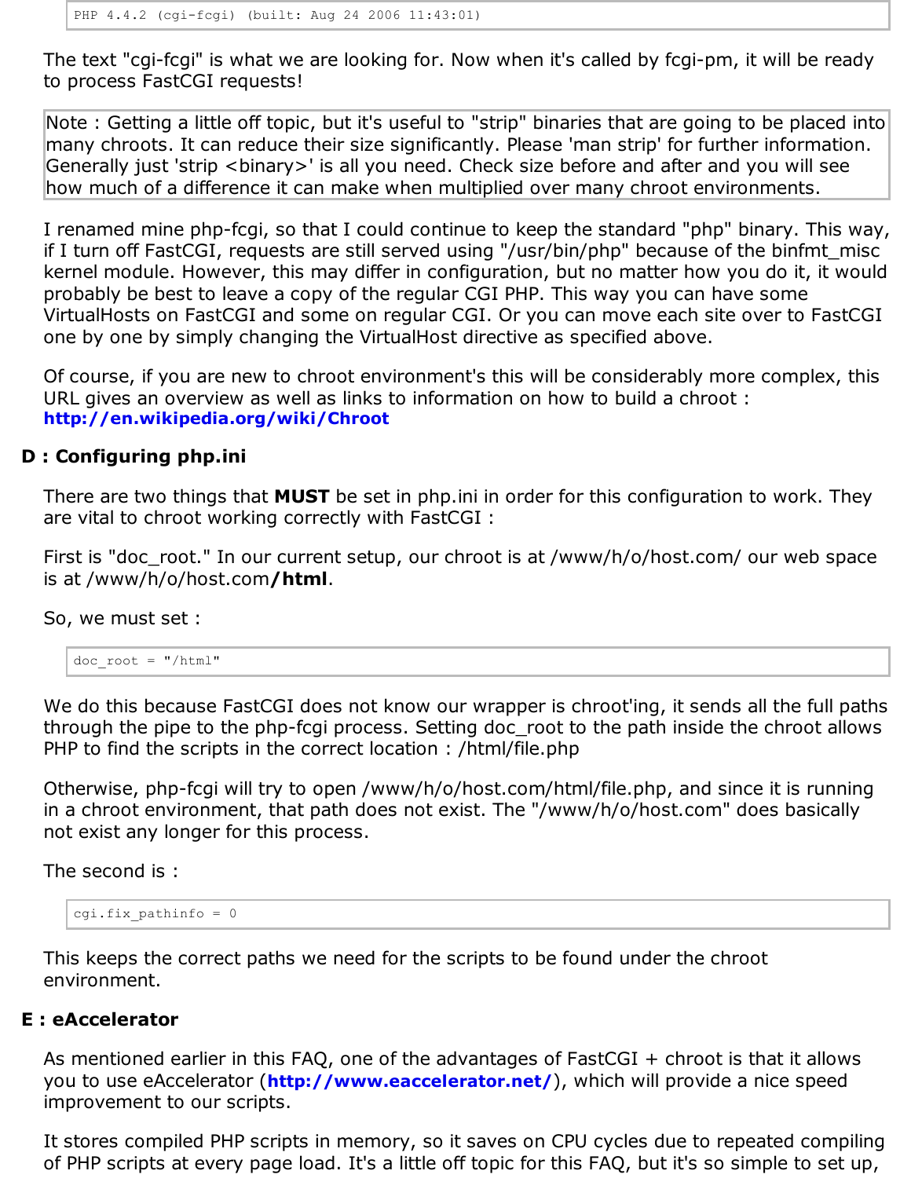```
PHP 4.4.2 (cgi-fcgi) (built: Aug 24 2006 11:43:01)
```

The text "cgi-fcgi" is what we are looking for. Now when it's called by fcgi-pm, it will be ready to process FastCGI requests!

> Note : Getting a little off topic, but it's useful to "strip" binaries that are going to be placed into many chroots. It can reduce their size significantly. Please 'man strip' for further information. Generally just 'strip <binary>' is all you need. Check size before and after and you will see how much of a difference it can make when multiplied over many chroot environments.

I renamed mine php-fcgi, so that I could continue to keep the standard "php" binary. This way, if I turn off FastCGI, requests are still served using "/usr/bin/php" because of the binfmt_misc kernel module. However, this may differ in configuration, but no matter how you do it, it would probably be best to leave a copy of the regular CGI PHP. This way you can have some VirtualHosts on FastCGI and some on regular CGI. Or you can move each site over to FastCGI one by one by simply changing the VirtualHost directive as specified above.

Of course, if you are new to chroot environment's this will be considerably more complex, this URL gives an overview as well as links to information on how to build a chroot : **http://en.wikipedia.org/wiki/Chroot**

## D : Configuring php.ini

There are two things that **MUST** be set in php.ini in order for this configuration to work. They are vital to chroot working correctly with FastCGI :

First is "doc_root." In our current setup, our chroot is at /www/h/o/host.com/ our web space is at /www/h/o/host.com**/html**.

So, we must set :

```
doc_root = "/html"
```

We do this because FastCGI does not know our wrapper is chroot'ing, it sends all the full paths through the pipe to the php-fcgi process. Setting doc_root to the path inside the chroot allows PHP to find the scripts in the correct location : /html/file.php

Otherwise, php-fcgi will try to open /www/h/o/host.com/html/file.php, and since it is running in a chroot environment, that path does not exist. The "/www/h/o/host.com" does basically not exist any longer for this process.

The second is :

```
cgi.fix_pathinfo = 0
```

This keeps the correct paths we need for the scripts to be found under the chroot environment.

## E : eAccelerator

As mentioned earlier in this FAQ, one of the advantages of FastCGI + chroot is that it allows you to use eAccelerator (**http://www.eaccelerator.net/**), which will provide a nice speed improvement to our scripts.

It stores compiled PHP scripts in memory, so it saves on CPU cycles due to repeated compiling of PHP scripts at every page load. It's a little off topic for this FAQ, but it's so simple to set up,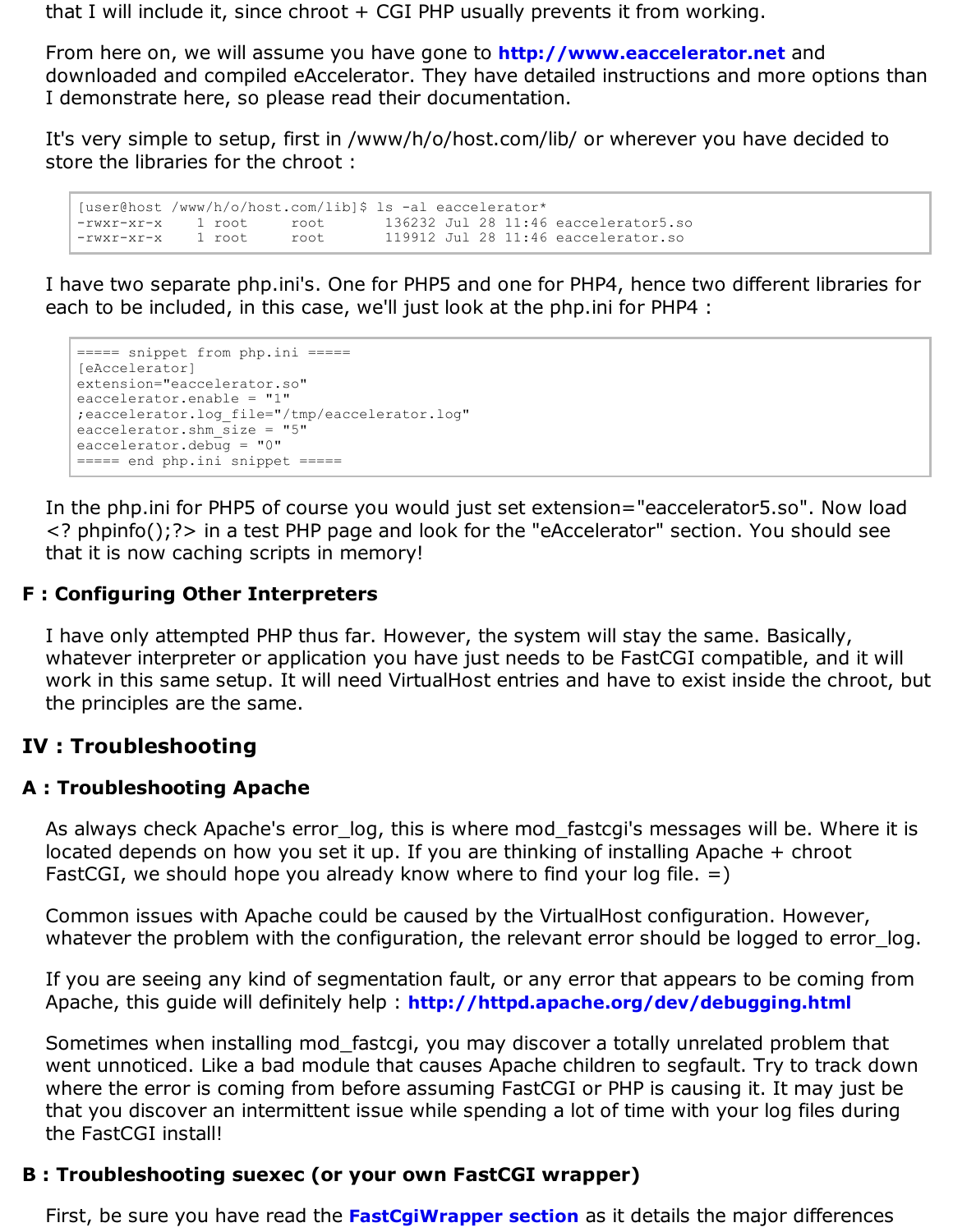that I will include it, since chroot + CGI PHP usually prevents it from working.

From here on, we will assume you have gone to **http://www.eaccelerator.net** and downloaded and compiled eAccelerator. They have detailed instructions and more options than I demonstrate here, so please read their documentation.

It's very simple to setup, first in /www/h/o/host.com/lib/ or wherever you have decided to store the libraries for the chroot :

```
[user@host /www/h/o/host.com/lib]$ ls -al eaccelerator*
-rwxr-xr-x    1 root     root       136232 Jul 28 11:46 eaccelerator5.so
-rwxr-xr-x    1 root     root       119912 Jul 28 11:46 eaccelerator.so
```

I have two separate php.ini's. One for PHP5 and one for PHP4, hence two different libraries for each to be included, in this case, we'll just look at the php.ini for PHP4 :

```
===== snippet from php.ini =====
[eAccelerator]
extension="eaccelerator.so"
eaccelerator.enable = "1"
;eaccelerator.log_file="/tmp/eaccelerator.log"
eaccelerator.shm_size = "5"
eaccelerator.debug = "0"
===== end php.ini snippet =====
```

In the php.ini for PHP5 of course you would just set extension="eaccelerator5.so". Now load <? phpinfo();?> in a test PHP page and look for the "eAccelerator" section. You should see that it is now caching scripts in memory!

### F : Configuring Other Interpreters

I have only attempted PHP thus far. However, the system will stay the same. Basically, whatever interpreter or application you have just needs to be FastCGI compatible, and it will work in this same setup. It will need VirtualHost entries and have to exist inside the chroot, but the principles are the same.

## IV : Troubleshooting

### A : Troubleshooting Apache

As always check Apache's error_log, this is where mod_fastcgi's messages will be. Where it is located depends on how you set it up. If you are thinking of installing Apache + chroot FastCGI, we should hope you already know where to find your log file. =)

Common issues with Apache could be caused by the VirtualHost configuration. However, whatever the problem with the configuration, the relevant error should be logged to error_log.

If you are seeing any kind of segmentation fault, or any error that appears to be coming from Apache, this guide will definitely help : **http://httpd.apache.org/dev/debugging.html**

Sometimes when installing mod_fastcgi, you may discover a totally unrelated problem that went unnoticed. Like a bad module that causes Apache children to segfault. Try to track down where the error is coming from before assuming FastCGI or PHP is causing it. It may just be that you discover an intermittent issue while spending a lot of time with your log files during the FastCGI install!

### B : Troubleshooting suexec (or your own FastCGI wrapper)

First, be sure you have read the **FastCgiWrapper section** as it details the major differences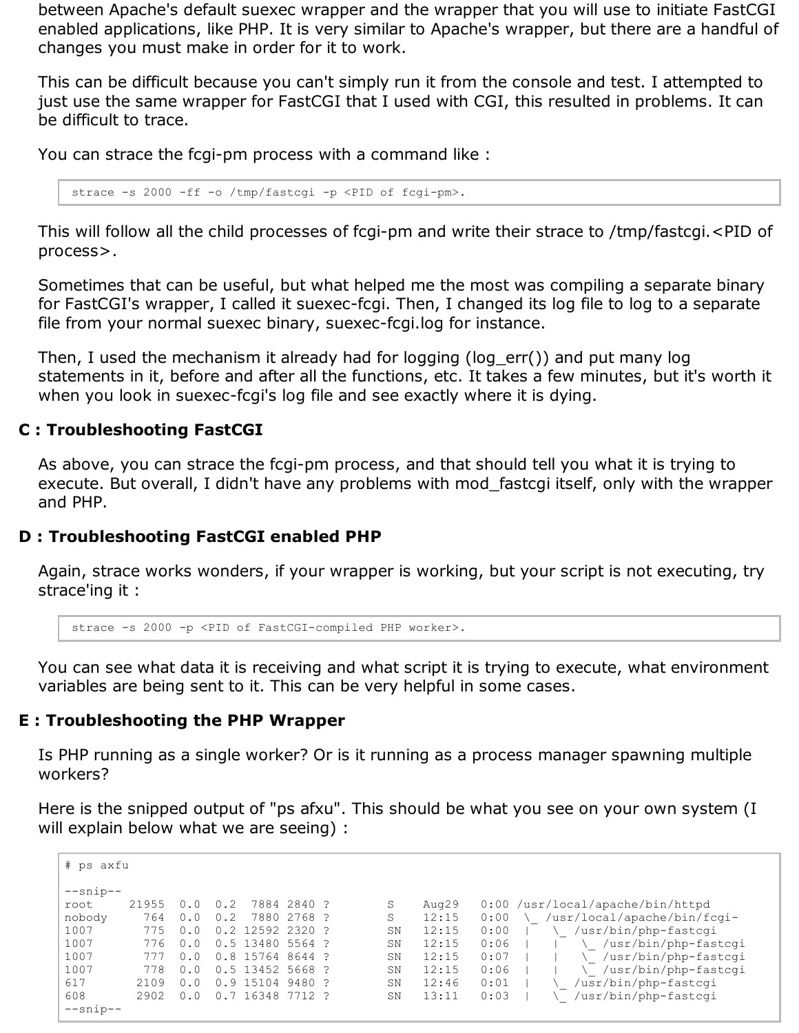between Apache's default suexec wrapper and the wrapper that you will use to initiate FastCGI enabled applications, like PHP. It is very similar to Apache's wrapper, but there are a handful of changes you must make in order for it to work.

This can be difficult because you can't simply run it from the console and test. I attempted to just use the same wrapper for FastCGI that I used with CGI, this resulted in problems. It can be difficult to trace.

You can strace the fcgi-pm process with a command like :

```
strace -s 2000 -ff -o /tmp/fastcgi -p <PID of fcgi-pm>.
```

This will follow all the child processes of fcgi-pm and write their strace to /tmp/fastcgi.<PID of process>.

Sometimes that can be useful, but what helped me the most was compiling a separate binary for FastCGI's wrapper, I called it suexec-fcgi. Then, I changed its log file to log to a separate file from your normal suexec binary, suexec-fcgi.log for instance.

Then, I used the mechanism it already had for logging (log_err()) and put many log statements in it, before and after all the functions, etc. It takes a few minutes, but it's worth it when you look in suexec-fcgi's log file and see exactly where it is dying.

### C : Troubleshooting FastCGI

As above, you can strace the fcgi-pm process, and that should tell you what it is trying to execute. But overall, I didn't have any problems with mod_fastcgi itself, only with the wrapper and PHP.

### D : Troubleshooting FastCGI enabled PHP

Again, strace works wonders, if your wrapper is working, but your script is not executing, try strace'ing it :

```
strace -s 2000 -p <PID of FastCGI-compiled PHP worker>.
```

You can see what data it is receiving and what script it is trying to execute, what environment variables are being sent to it. This can be very helpful in some cases.

### E : Troubleshooting the PHP Wrapper

Is PHP running as a single worker? Or is it running as a process manager spawning multiple workers?

Here is the snipped output of "ps afxu". This should be what you see on your own system (I will explain below what we are seeing) :

```
# ps axfu

--snip--
root     21955  0.0  0.2  7884 2840 ?        S    Aug29   0:00 /usr/local/apache/bin/httpd
nobody     764  0.0  0.2  7880 2768 ?        S    12:15   0:00  \_ /usr/local/apache/bin/fcgi-
1007       775  0.0  0.2 12592 2320 ?        SN   12:15   0:00  |   \_ /usr/bin/php-fastcgi
1007       776  0.0  0.5 13480 5564 ?        SN   12:15   0:06  |   |   \_ /usr/bin/php-fastcgi
1007       777  0.0  0.8 15764 8644 ?        SN   12:15   0:07  |   |   \_ /usr/bin/php-fastcgi
1007       778  0.0  0.5 13452 5668 ?        SN   12:15   0:06  |   |   \_ /usr/bin/php-fastcgi
617       2109  0.0  0.9 15104 9480 ?        SN   12:46   0:01  |   \_ /usr/bin/php-fastcgi
608       2902  0.0  0.7 16348 7712 ?        SN   13:11   0:03  |   \_ /usr/bin/php-fastcgi
--snip--
```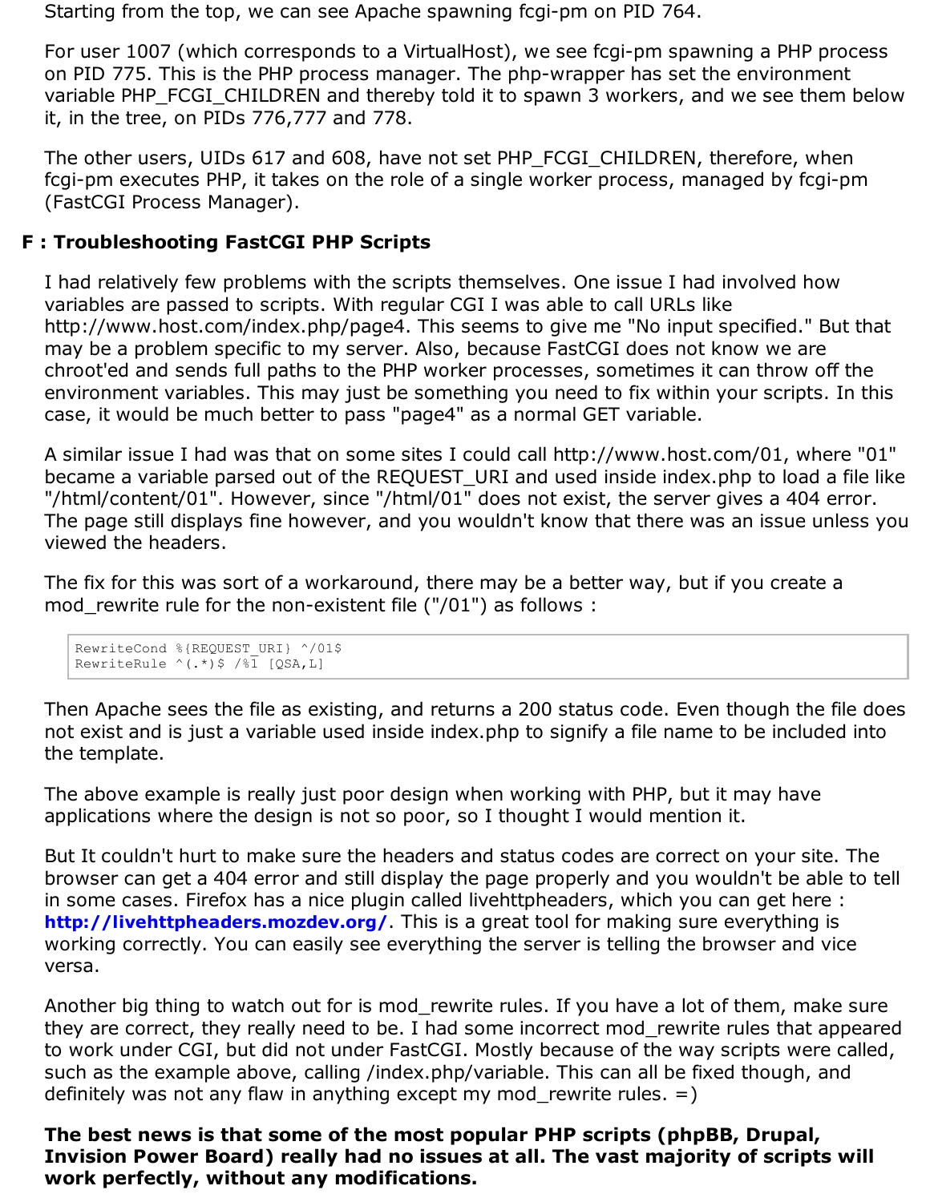Starting from the top, we can see Apache spawning fcgi-pm on PID 764.

For user 1007 (which corresponds to a VirtualHost), we see fcgi-pm spawning a PHP process on PID 775. This is the PHP process manager. The php-wrapper has set the environment variable PHP_FCGI_CHILDREN and thereby told it to spawn 3 workers, and we see them below it, in the tree, on PIDs 776,777 and 778.

The other users, UIDs 617 and 608, have not set PHP_FCGI_CHILDREN, therefore, when fcgi-pm executes PHP, it takes on the role of a single worker process, managed by fcgi-pm (FastCGI Process Manager).

## F : Troubleshooting FastCGI PHP Scripts

I had relatively few problems with the scripts themselves. One issue I had involved how variables are passed to scripts. With regular CGI I was able to call URLs like http://www.host.com/index.php/page4. This seems to give me "No input specified." But that may be a problem specific to my server. Also, because FastCGI does not know we are chroot'ed and sends full paths to the PHP worker processes, sometimes it can throw off the environment variables. This may just be something you need to fix within your scripts. In this case, it would be much better to pass "page4" as a normal GET variable.

A similar issue I had was that on some sites I could call http://www.host.com/01, where "01" became a variable parsed out of the REQUEST_URI and used inside index.php to load a file like "/html/content/01". However, since "/html/01" does not exist, the server gives a 404 error. The page still displays fine however, and you wouldn't know that there was an issue unless you viewed the headers.

The fix for this was sort of a workaround, there may be a better way, but if you create a mod_rewrite rule for the non-existent file ("/01") as follows :

```
RewriteCond %{REQUEST_URI} ^/01$
RewriteRule ^(.*)$ /%1 [QSA,L]
```

Then Apache sees the file as existing, and returns a 200 status code. Even though the file does not exist and is just a variable used inside index.php to signify a file name to be included into the template.

The above example is really just poor design when working with PHP, but it may have applications where the design is not so poor, so I thought I would mention it.

But It couldn't hurt to make sure the headers and status codes are correct on your site. The browser can get a 404 error and still display the page properly and you wouldn't be able to tell in some cases. Firefox has a nice plugin called livehttpheaders, which you can get here : **http://livehttpheaders.mozdev.org/**. This is a great tool for making sure everything is working correctly. You can easily see everything the server is telling the browser and vice versa.

Another big thing to watch out for is mod_rewrite rules. If you have a lot of them, make sure they are correct, they really need to be. I had some incorrect mod_rewrite rules that appeared to work under CGI, but did not under FastCGI. Mostly because of the way scripts were called, such as the example above, calling /index.php/variable. This can all be fixed though, and definitely was not any flaw in anything except my mod_rewrite rules. =)

**The best news is that some of the most popular PHP scripts (phpBB, Drupal, Invision Power Board) really had no issues at all. The vast majority of scripts will work perfectly, without any modifications.**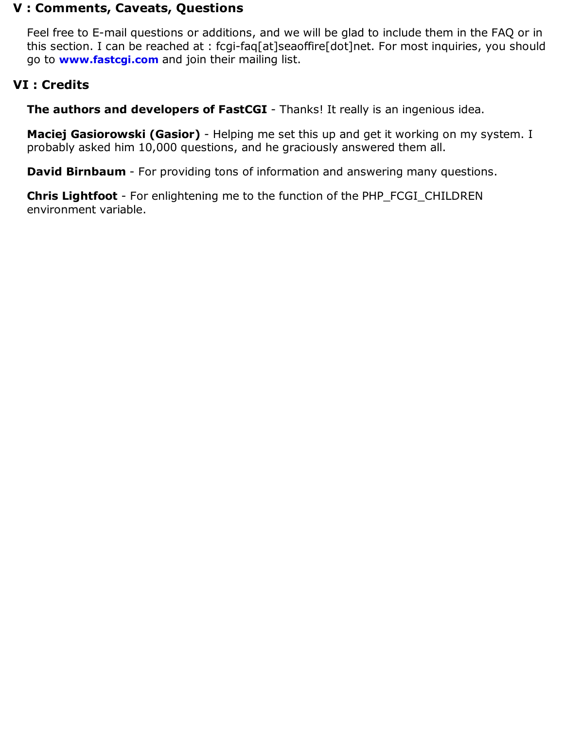## V : Comments, Caveats, Questions

Feel free to E-mail questions or additions, and we will be glad to include them in the FAQ or in this section. I can be reached at : fcgi-faq[at]seaoffire[dot]net. For most inquiries, you should go to **www.fastcgi.com** and join their mailing list.

## VI : Credits

**The authors and developers of FastCGI** - Thanks! It really is an ingenious idea.

**Maciej Gasiorowski (Gasior)** - Helping me set this up and get it working on my system. I probably asked him 10,000 questions, and he graciously answered them all.

**David Birnbaum** - For providing tons of information and answering many questions.

**Chris Lightfoot** - For enlightening me to the function of the PHP_FCGI_CHILDREN environment variable.